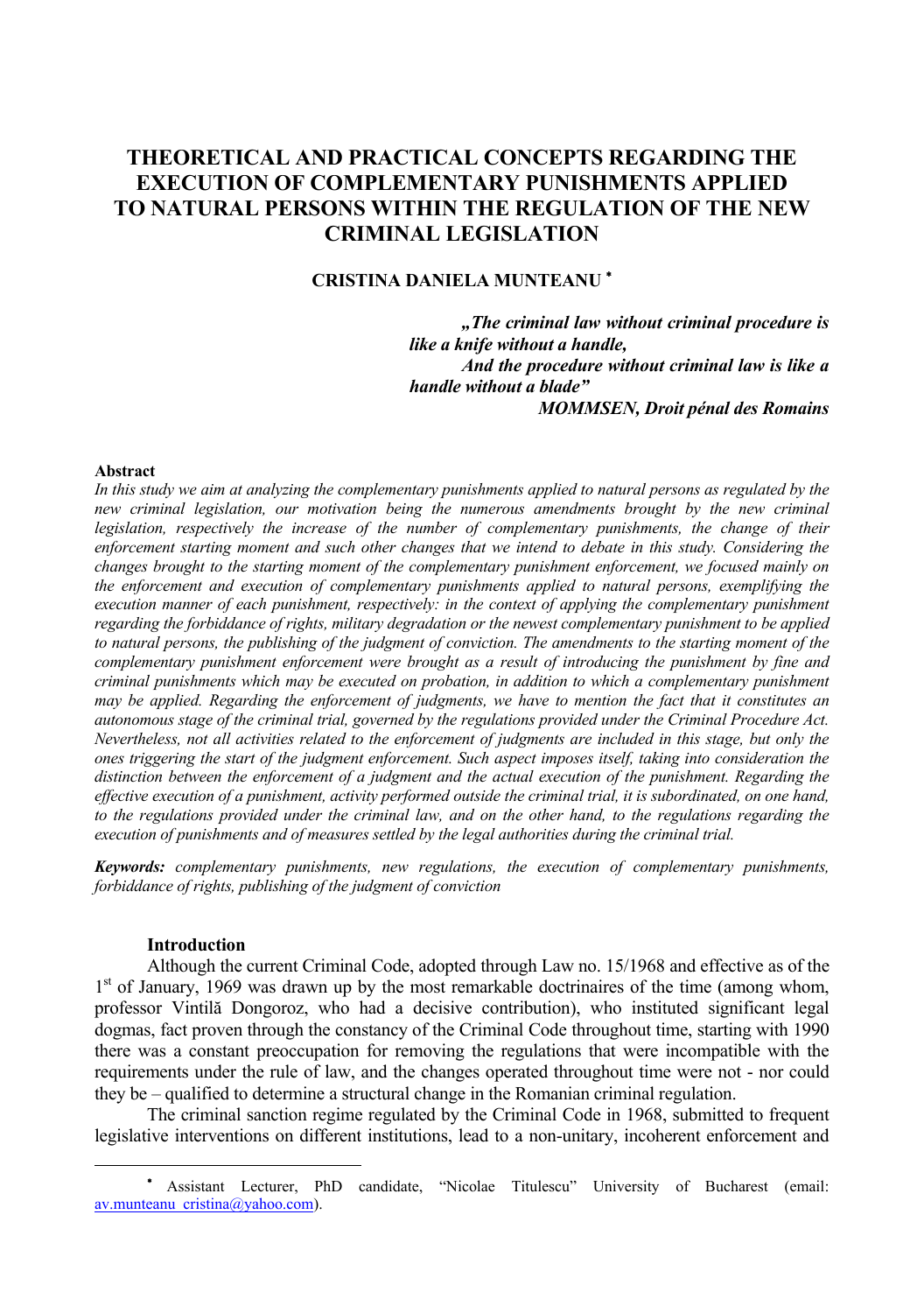# THEORETICAL AND PRACTICAL CONCEPTS REGARDING THE EXECUTION OF COMPLEMENTARY PUNISHMENTS APPLIED TO NATURAL PERSONS WITHIN THE REGULATION OF THE NEW CRIMINAL LEGISLATION

**CRISTINA DANIELA MUNTEANU** [*]

> ***„The criminal law without criminal procedure is like a knife without a handle,***
> ***And the procedure without criminal law is like a handle without a blade"***
> ***MOMMSEN, Droit pénal des Romains***

**Abstract**

*In this study we aim at analyzing the complementary punishments applied to natural persons as regulated by the new criminal legislation, our motivation being the numerous amendments brought by the new criminal legislation, respectively the increase of the number of complementary punishments, the change of their enforcement starting moment and such other changes that we intend to debate in this study. Considering the changes brought to the starting moment of the complementary punishment enforcement, we focused mainly on the enforcement and execution of complementary punishments applied to natural persons, exemplifying the execution manner of each punishment, respectively: in the context of applying the complementary punishment regarding the forbiddance of rights, military degradation or the newest complementary punishment to be applied to natural persons, the publishing of the judgment of conviction. The amendments to the starting moment of the complementary punishment enforcement were brought as a result of introducing the punishment by fine and criminal punishments which may be executed on probation, in addition to which a complementary punishment may be applied. Regarding the enforcement of judgments, we have to mention the fact that it constitutes an autonomous stage of the criminal trial, governed by the regulations provided under the Criminal Procedure Act. Nevertheless, not all activities related to the enforcement of judgments are included in this stage, but only the ones triggering the start of the judgment enforcement. Such aspect imposes itself, taking into consideration the distinction between the enforcement of a judgment and the actual execution of the punishment. Regarding the effective execution of a punishment, activity performed outside the criminal trial, it is subordinated, on one hand, to the regulations provided under the criminal law, and on the other hand, to the regulations regarding the execution of punishments and of measures settled by the legal authorities during the criminal trial.*

***Keywords:*** *complementary punishments, new regulations, the execution of complementary punishments, forbiddance of rights, publishing of the judgment of conviction*

**Introduction**

Although the current Criminal Code, adopted through Law no. 15/1968 and effective as of the 1st of January, 1969 was drawn up by the most remarkable doctrinaires of the time (among whom, professor Vintilă Dongoroz, who had a decisive contribution), who instituted significant legal dogmas, fact proven through the constancy of the Criminal Code throughout time, starting with 1990 there was a constant preoccupation for removing the regulations that were incompatible with the requirements under the rule of law, and the changes operated throughout time were not - nor could they be – qualified to determine a structural change in the Romanian criminal regulation.

The criminal sanction regime regulated by the Criminal Code in 1968, submitted to frequent legislative interventions on different institutions, lead to a non-unitary, incoherent enforcement and

---

[*] Assistant Lecturer, PhD candidate, "Nicolae Titulescu" University of Bucharest (email: av.munteanu_cristina@yahoo.com).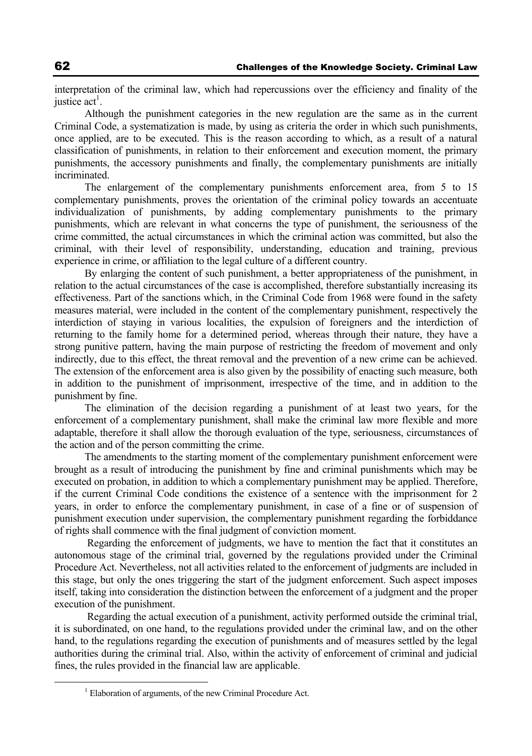interpretation of the criminal law, which had repercussions over the efficiency and finality of the justice act[1].

Although the punishment categories in the new regulation are the same as in the current Criminal Code, a systematization is made, by using as criteria the order in which such punishments, once applied, are to be executed. This is the reason according to which, as a result of a natural classification of punishments, in relation to their enforcement and execution moment, the primary punishments, the accessory punishments and finally, the complementary punishments are initially incriminated.

The enlargement of the complementary punishments enforcement area, from 5 to 15 complementary punishments, proves the orientation of the criminal policy towards an accentuate individualization of punishments, by adding complementary punishments to the primary punishments, which are relevant in what concerns the type of punishment, the seriousness of the crime committed, the actual circumstances in which the criminal action was committed, but also the criminal, with their level of responsibility, understanding, education and training, previous experience in crime, or affiliation to the legal culture of a different country.

By enlarging the content of such punishment, a better appropriateness of the punishment, in relation to the actual circumstances of the case is accomplished, therefore substantially increasing its effectiveness. Part of the sanctions which, in the Criminal Code from 1968 were found in the safety measures material, were included in the content of the complementary punishment, respectively the interdiction of staying in various localities, the expulsion of foreigners and the interdiction of returning to the family home for a determined period, whereas through their nature, they have a strong punitive pattern, having the main purpose of restricting the freedom of movement and only indirectly, due to this effect, the threat removal and the prevention of a new crime can be achieved. The extension of the enforcement area is also given by the possibility of enacting such measure, both in addition to the punishment of imprisonment, irrespective of the time, and in addition to the punishment by fine.

The elimination of the decision regarding a punishment of at least two years, for the enforcement of a complementary punishment, shall make the criminal law more flexible and more adaptable, therefore it shall allow the thorough evaluation of the type, seriousness, circumstances of the action and of the person committing the crime.

The amendments to the starting moment of the complementary punishment enforcement were brought as a result of introducing the punishment by fine and criminal punishments which may be executed on probation, in addition to which a complementary punishment may be applied. Therefore, if the current Criminal Code conditions the existence of a sentence with the imprisonment for 2 years, in order to enforce the complementary punishment, in case of a fine or of suspension of punishment execution under supervision, the complementary punishment regarding the forbiddance of rights shall commence with the final judgment of conviction moment.

Regarding the enforcement of judgments, we have to mention the fact that it constitutes an autonomous stage of the criminal trial, governed by the regulations provided under the Criminal Procedure Act. Nevertheless, not all activities related to the enforcement of judgments are included in this stage, but only the ones triggering the start of the judgment enforcement. Such aspect imposes itself, taking into consideration the distinction between the enforcement of a judgment and the proper execution of the punishment.

Regarding the actual execution of a punishment, activity performed outside the criminal trial, it is subordinated, on one hand, to the regulations provided under the criminal law, and on the other hand, to the regulations regarding the execution of punishments and of measures settled by the legal authorities during the criminal trial. Also, within the activity of enforcement of criminal and judicial fines, the rules provided in the financial law are applicable.

---

[1] Elaboration of arguments, of the new Criminal Procedure Act.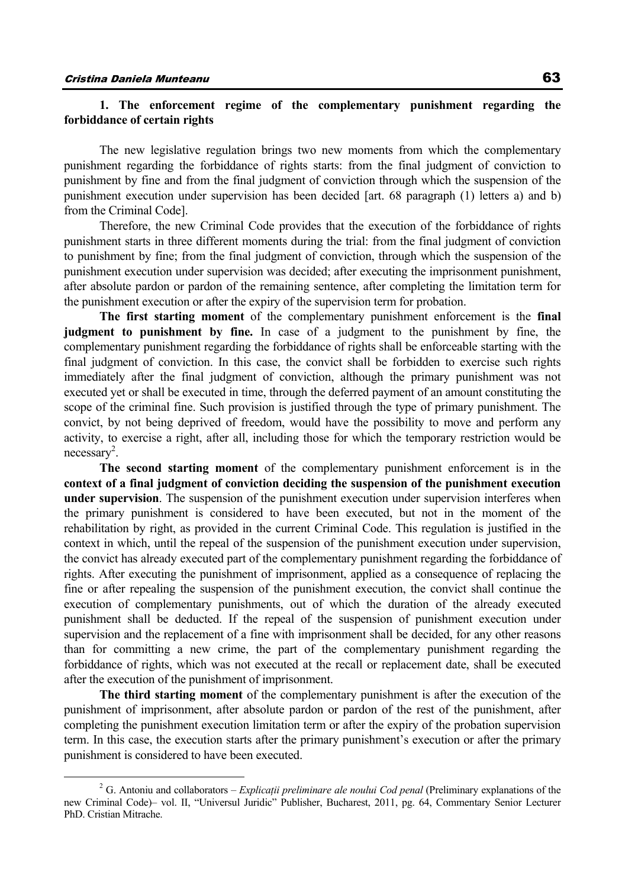## 1. The enforcement regime of the complementary punishment regarding the forbiddance of certain rights

The new legislative regulation brings two new moments from which the complementary punishment regarding the forbiddance of rights starts: from the final judgment of conviction to punishment by fine and from the final judgment of conviction through which the suspension of the punishment execution under supervision has been decided [art. 68 paragraph (1) letters a) and b) from the Criminal Code].

Therefore, the new Criminal Code provides that the execution of the forbiddance of rights punishment starts in three different moments during the trial: from the final judgment of conviction to punishment by fine; from the final judgment of conviction, through which the suspension of the punishment execution under supervision was decided; after executing the imprisonment punishment, after absolute pardon or pardon of the remaining sentence, after completing the limitation term for the punishment execution or after the expiry of the supervision term for probation.

**The first starting moment** of the complementary punishment enforcement is the **final judgment to punishment by fine.** In case of a judgment to the punishment by fine, the complementary punishment regarding the forbiddance of rights shall be enforceable starting with the final judgment of conviction. In this case, the convict shall be forbidden to exercise such rights immediately after the final judgment of conviction, although the primary punishment was not executed yet or shall be executed in time, through the deferred payment of an amount constituting the scope of the criminal fine. Such provision is justified through the type of primary punishment. The convict, by not being deprived of freedom, would have the possibility to move and perform any activity, to exercise a right, after all, including those for which the temporary restriction would be necessary[2].

**The second starting moment** of the complementary punishment enforcement is in the **context of a final judgment of conviction deciding the suspension of the punishment execution under supervision**. The suspension of the punishment execution under supervision interferes when the primary punishment is considered to have been executed, but not in the moment of the rehabilitation by right, as provided in the current Criminal Code. This regulation is justified in the context in which, until the repeal of the suspension of the punishment execution under supervision, the convict has already executed part of the complementary punishment regarding the forbiddance of rights. After executing the punishment of imprisonment, applied as a consequence of replacing the fine or after repealing the suspension of the punishment execution, the convict shall continue the execution of complementary punishments, out of which the duration of the already executed punishment shall be deducted. If the repeal of the suspension of punishment execution under supervision and the replacement of a fine with imprisonment shall be decided, for any other reasons than for committing a new crime, the part of the complementary punishment regarding the forbiddance of rights, which was not executed at the recall or replacement date, shall be executed after the execution of the punishment of imprisonment.

**The third starting moment** of the complementary punishment is after the execution of the punishment of imprisonment, after absolute pardon or pardon of the rest of the punishment, after completing the punishment execution limitation term or after the expiry of the probation supervision term. In this case, the execution starts after the primary punishment's execution or after the primary punishment is considered to have been executed.

---

[2] G. Antoniu and collaborators – *Explicații preliminare ale noului Cod penal* (Preliminary explanations of the new Criminal Code)– vol. II, "Universul Juridic" Publisher, Bucharest, 2011, pg. 64, Commentary Senior Lecturer PhD. Cristian Mitrache.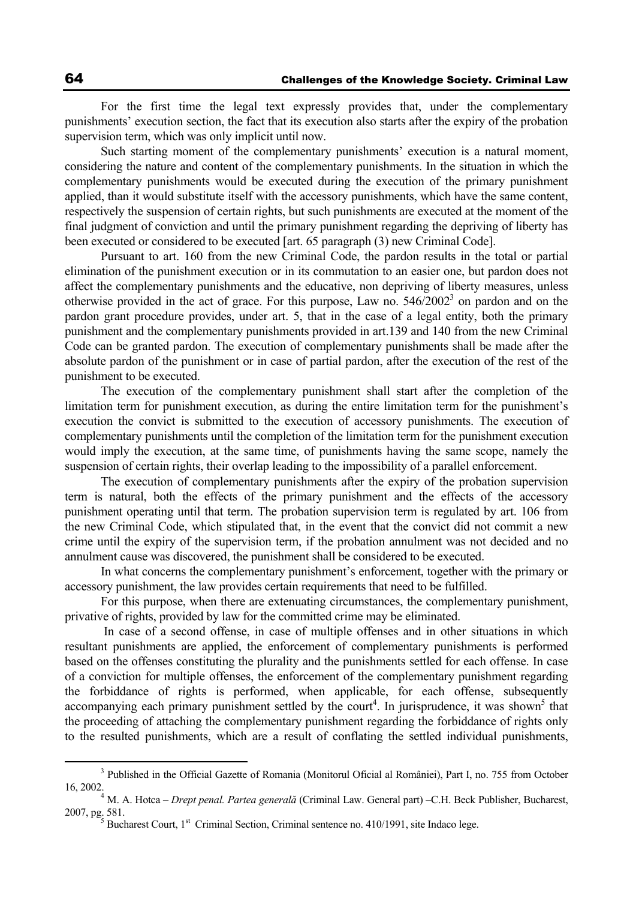For the first time the legal text expressly provides that, under the complementary punishments' execution section, the fact that its execution also starts after the expiry of the probation supervision term, which was only implicit until now.

Such starting moment of the complementary punishments' execution is a natural moment, considering the nature and content of the complementary punishments. In the situation in which the complementary punishments would be executed during the execution of the primary punishment applied, than it would substitute itself with the accessory punishments, which have the same content, respectively the suspension of certain rights, but such punishments are executed at the moment of the final judgment of conviction and until the primary punishment regarding the depriving of liberty has been executed or considered to be executed [art. 65 paragraph (3) new Criminal Code].

Pursuant to art. 160 from the new Criminal Code, the pardon results in the total or partial elimination of the punishment execution or in its commutation to an easier one, but pardon does not affect the complementary punishments and the educative, non depriving of liberty measures, unless otherwise provided in the act of grace. For this purpose, Law no. 546/2002[3] on pardon and on the pardon grant procedure provides, under art. 5, that in the case of a legal entity, both the primary punishment and the complementary punishments provided in art.139 and 140 from the new Criminal Code can be granted pardon. The execution of complementary punishments shall be made after the absolute pardon of the punishment or in case of partial pardon, after the execution of the rest of the punishment to be executed.

The execution of the complementary punishment shall start after the completion of the limitation term for punishment execution, as during the entire limitation term for the punishment's execution the convict is submitted to the execution of accessory punishments. The execution of complementary punishments until the completion of the limitation term for the punishment execution would imply the execution, at the same time, of punishments having the same scope, namely the suspension of certain rights, their overlap leading to the impossibility of a parallel enforcement.

The execution of complementary punishments after the expiry of the probation supervision term is natural, both the effects of the primary punishment and the effects of the accessory punishment operating until that term. The probation supervision term is regulated by art. 106 from the new Criminal Code, which stipulated that, in the event that the convict did not commit a new crime until the expiry of the supervision term, if the probation annulment was not decided and no annulment cause was discovered, the punishment shall be considered to be executed.

In what concerns the complementary punishment's enforcement, together with the primary or accessory punishment, the law provides certain requirements that need to be fulfilled.

For this purpose, when there are extenuating circumstances, the complementary punishment, privative of rights, provided by law for the committed crime may be eliminated.

In case of a second offense, in case of multiple offenses and in other situations in which resultant punishments are applied, the enforcement of complementary punishments is performed based on the offenses constituting the plurality and the punishments settled for each offense. In case of a conviction for multiple offenses, the enforcement of the complementary punishment regarding the forbiddance of rights is performed, when applicable, for each offense, subsequently accompanying each primary punishment settled by the court[4]. In jurisprudence, it was shown[5] that the proceeding of attaching the complementary punishment regarding the forbiddance of rights only to the resulted punishments, which are a result of conflating the settled individual punishments,

---

[3] Published in the Official Gazette of Romania (Monitorul Oficial al României), Part I, no. 755 from October 16, 2002.

[4] M. A. Hotca – *Drept penal. Partea generală* (Criminal Law. General part) –C.H. Beck Publisher, Bucharest, 2007, pg. 581.

[5] Bucharest Court, 1st Criminal Section, Criminal sentence no. 410/1991, site Indaco lege.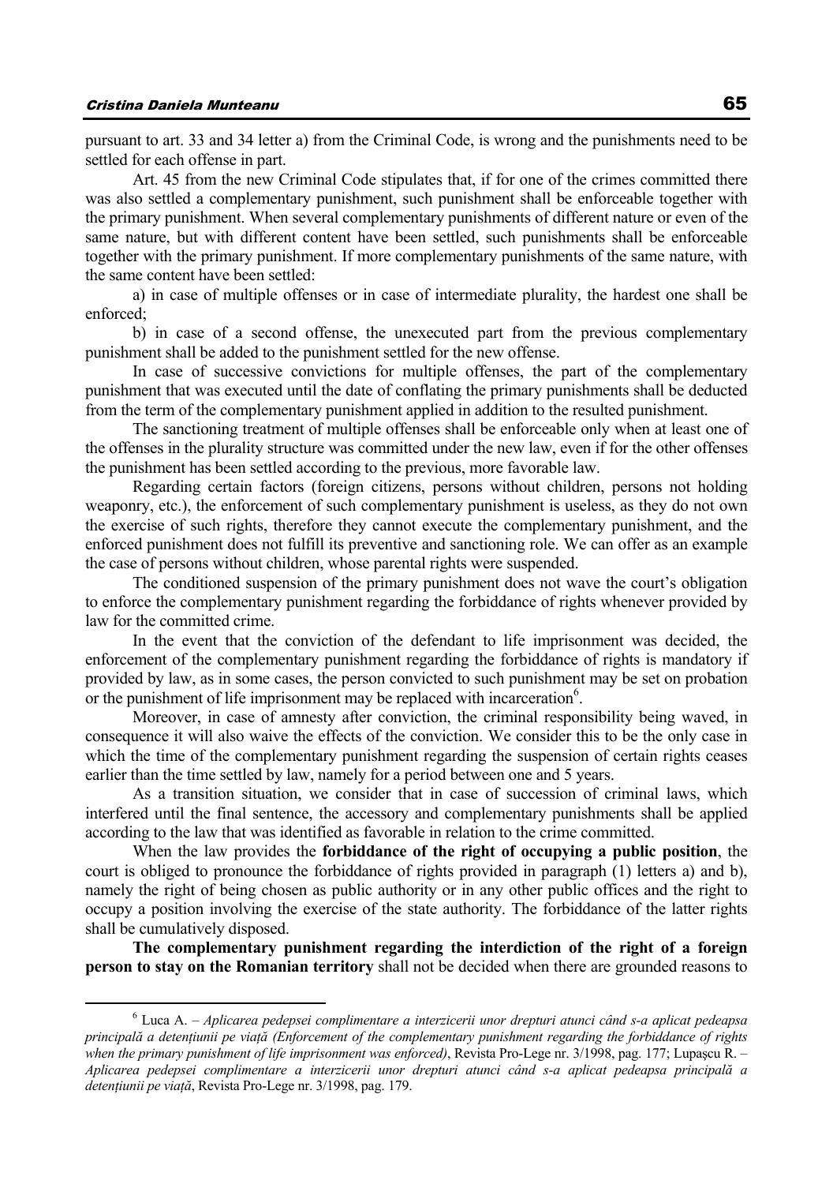pursuant to art. 33 and 34 letter a) from the Criminal Code, is wrong and the punishments need to be settled for each offense in part.

Art. 45 from the new Criminal Code stipulates that, if for one of the crimes committed there was also settled a complementary punishment, such punishment shall be enforceable together with the primary punishment. When several complementary punishments of different nature or even of the same nature, but with different content have been settled, such punishments shall be enforceable together with the primary punishment. If more complementary punishments of the same nature, with the same content have been settled:

a) in case of multiple offenses or in case of intermediate plurality, the hardest one shall be enforced;

b) in case of a second offense, the unexecuted part from the previous complementary punishment shall be added to the punishment settled for the new offense.

In case of successive convictions for multiple offenses, the part of the complementary punishment that was executed until the date of conflating the primary punishments shall be deducted from the term of the complementary punishment applied in addition to the resulted punishment.

The sanctioning treatment of multiple offenses shall be enforceable only when at least one of the offenses in the plurality structure was committed under the new law, even if for the other offenses the punishment has been settled according to the previous, more favorable law.

Regarding certain factors (foreign citizens, persons without children, persons not holding weaponry, etc.), the enforcement of such complementary punishment is useless, as they do not own the exercise of such rights, therefore they cannot execute the complementary punishment, and the enforced punishment does not fulfill its preventive and sanctioning role. We can offer as an example the case of persons without children, whose parental rights were suspended.

The conditioned suspension of the primary punishment does not wave the court's obligation to enforce the complementary punishment regarding the forbiddance of rights whenever provided by law for the committed crime.

In the event that the conviction of the defendant to life imprisonment was decided, the enforcement of the complementary punishment regarding the forbiddance of rights is mandatory if provided by law, as in some cases, the person convicted to such punishment may be set on probation or the punishment of life imprisonment may be replaced with incarceration[6].

Moreover, in case of amnesty after conviction, the criminal responsibility being waved, in consequence it will also waive the effects of the conviction. We consider this to be the only case in which the time of the complementary punishment regarding the suspension of certain rights ceases earlier than the time settled by law, namely for a period between one and 5 years.

As a transition situation, we consider that in case of succession of criminal laws, which interfered until the final sentence, the accessory and complementary punishments shall be applied according to the law that was identified as favorable in relation to the crime committed.

When the law provides the **forbiddance of the right of occupying a public position**, the court is obliged to pronounce the forbiddance of rights provided in paragraph (1) letters a) and b), namely the right of being chosen as public authority or in any other public offices and the right to occupy a position involving the exercise of the state authority. The forbiddance of the latter rights shall be cumulatively disposed.

**The complementary punishment regarding the interdiction of the right of a foreign person to stay on the Romanian territory** shall not be decided when there are grounded reasons to

---

[6] Luca A. – *Aplicarea pedepsei complimentare a interzicerii unor drepturi atunci când s-a aplicat pedeapsa principală a detenţiunii pe viaţă (Enforcement of the complementary punishment regarding the forbiddance of rights when the primary punishment of life imprisonment was enforced)*, Revista Pro-Lege nr. 3/1998, pag. 177; Lupaşcu R. – *Aplicarea pedepsei complimentare a interzicerii unor drepturi atunci când s-a aplicat pedeapsa principală a detenţiunii pe viaţă*, Revista Pro-Lege nr. 3/1998, pag. 179.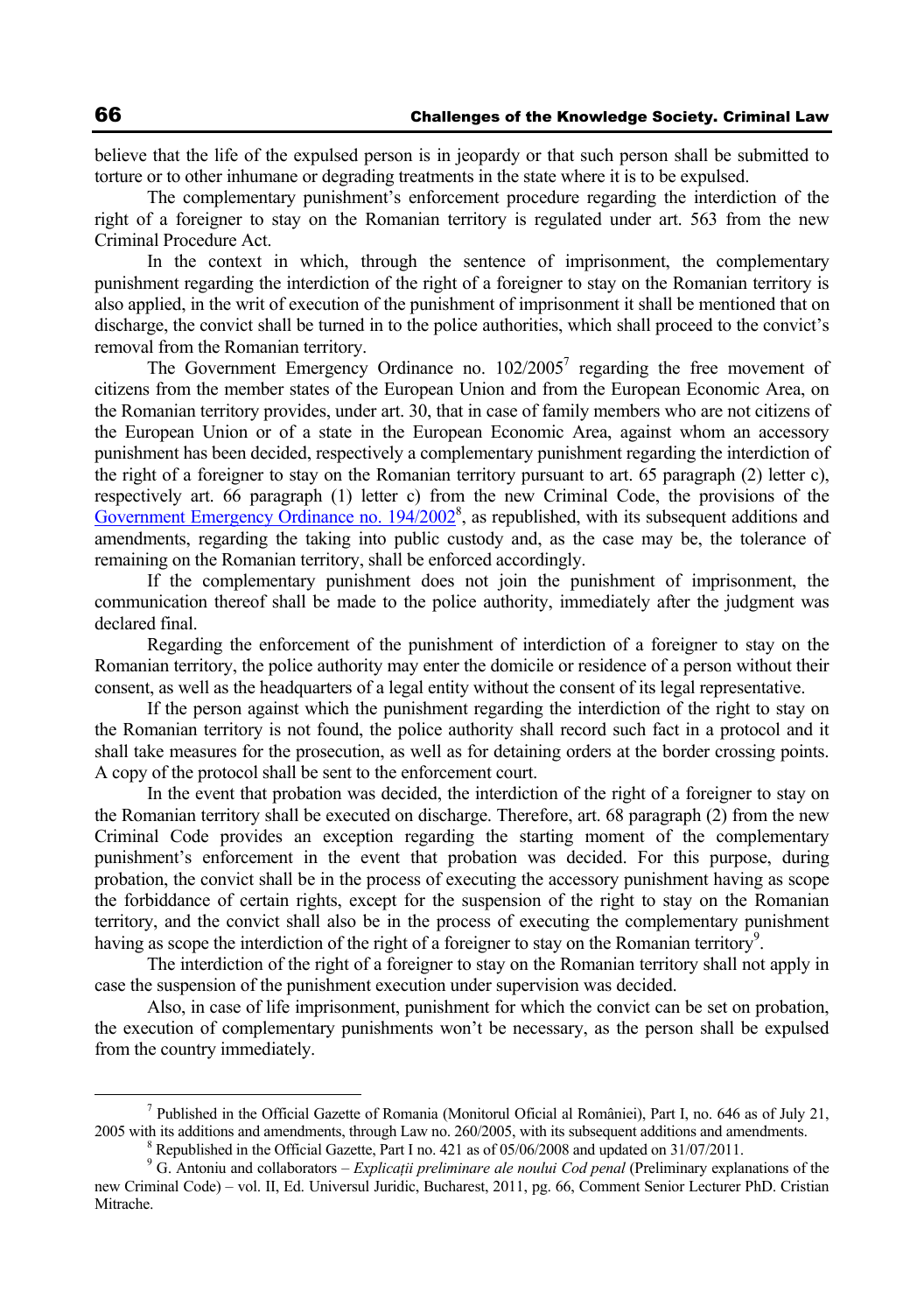believe that the life of the expulsed person is in jeopardy or that such person shall be submitted to torture or to other inhumane or degrading treatments in the state where it is to be expulsed.

The complementary punishment's enforcement procedure regarding the interdiction of the right of a foreigner to stay on the Romanian territory is regulated under art. 563 from the new Criminal Procedure Act.

In the context in which, through the sentence of imprisonment, the complementary punishment regarding the interdiction of the right of a foreigner to stay on the Romanian territory is also applied, in the writ of execution of the punishment of imprisonment it shall be mentioned that on discharge, the convict shall be turned in to the police authorities, which shall proceed to the convict's removal from the Romanian territory.

The Government Emergency Ordinance no. 102/2005[7] regarding the free movement of citizens from the member states of the European Union and from the European Economic Area, on the Romanian territory provides, under art. 30, that in case of family members who are not citizens of the European Union or of a state in the European Economic Area, against whom an accessory punishment has been decided, respectively a complementary punishment regarding the interdiction of the right of a foreigner to stay on the Romanian territory pursuant to art. 65 paragraph (2) letter c), respectively art. 66 paragraph (1) letter c) from the new Criminal Code, the provisions of the Government Emergency Ordinance no. 194/2002[8], as republished, with its subsequent additions and amendments, regarding the taking into public custody and, as the case may be, the tolerance of remaining on the Romanian territory, shall be enforced accordingly.

If the complementary punishment does not join the punishment of imprisonment, the communication thereof shall be made to the police authority, immediately after the judgment was declared final.

Regarding the enforcement of the punishment of interdiction of a foreigner to stay on the Romanian territory, the police authority may enter the domicile or residence of a person without their consent, as well as the headquarters of a legal entity without the consent of its legal representative.

If the person against which the punishment regarding the interdiction of the right to stay on the Romanian territory is not found, the police authority shall record such fact in a protocol and it shall take measures for the prosecution, as well as for detaining orders at the border crossing points. A copy of the protocol shall be sent to the enforcement court.

In the event that probation was decided, the interdiction of the right of a foreigner to stay on the Romanian territory shall be executed on discharge. Therefore, art. 68 paragraph (2) from the new Criminal Code provides an exception regarding the starting moment of the complementary punishment's enforcement in the event that probation was decided. For this purpose, during probation, the convict shall be in the process of executing the accessory punishment having as scope the forbiddance of certain rights, except for the suspension of the right to stay on the Romanian territory, and the convict shall also be in the process of executing the complementary punishment having as scope the interdiction of the right of a foreigner to stay on the Romanian territory[9].

The interdiction of the right of a foreigner to stay on the Romanian territory shall not apply in case the suspension of the punishment execution under supervision was decided.

Also, in case of life imprisonment, punishment for which the convict can be set on probation, the execution of complementary punishments won't be necessary, as the person shall be expulsed from the country immediately.

---

[7] Published in the Official Gazette of Romania (Monitorul Oficial al României), Part I, no. 646 as of July 21, 2005 with its additions and amendments, through Law no. 260/2005, with its subsequent additions and amendments.

[8] Republished in the Official Gazette, Part I no. 421 as of 05/06/2008 and updated on 31/07/2011.

[9] G. Antoniu and collaborators – *Explicații preliminare ale noului Cod penal* (Preliminary explanations of the new Criminal Code) – vol. II, Ed. Universul Juridic, Bucharest, 2011, pg. 66, Comment Senior Lecturer PhD. Cristian Mitrache.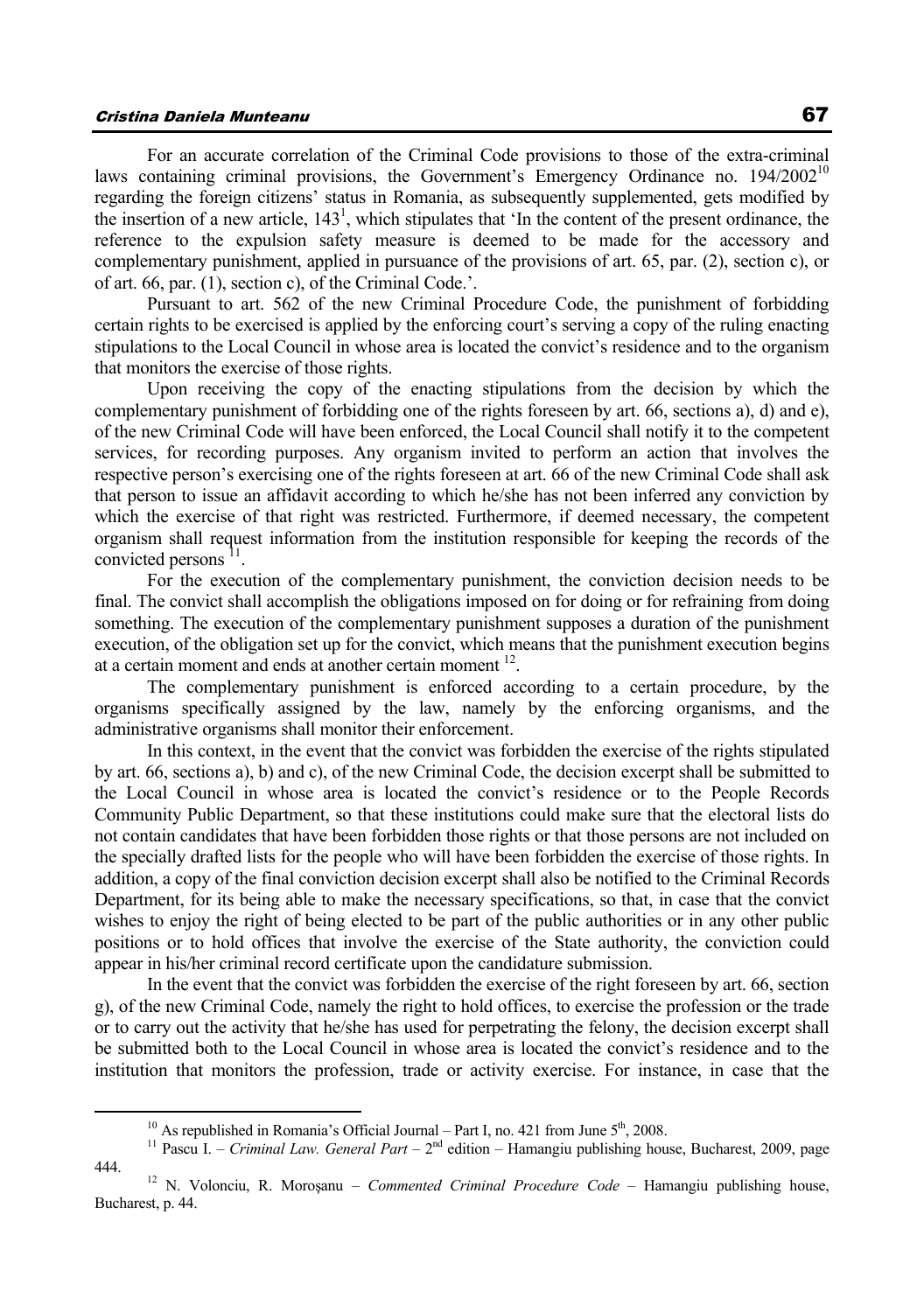For an accurate correlation of the Criminal Code provisions to those of the extra-criminal laws containing criminal provisions, the Government's Emergency Ordinance no. 194/2002[10] regarding the foreign citizens' status in Romania, as subsequently supplemented, gets modified by the insertion of a new article, $143^1$, which stipulates that 'In the content of the present ordinance, the reference to the expulsion safety measure is deemed to be made for the accessory and complementary punishment, applied in pursuance of the provisions of art. 65, par. (2), section c), or of art. 66, par. (1), section c), of the Criminal Code.'.

Pursuant to art. 562 of the new Criminal Procedure Code, the punishment of forbidding certain rights to be exercised is applied by the enforcing court's serving a copy of the ruling enacting stipulations to the Local Council in whose area is located the convict's residence and to the organism that monitors the exercise of those rights.

Upon receiving the copy of the enacting stipulations from the decision by which the complementary punishment of forbidding one of the rights foreseen by art. 66, sections a), d) and e), of the new Criminal Code will have been enforced, the Local Council shall notify it to the competent services, for recording purposes. Any organism invited to perform an action that involves the respective person's exercising one of the rights foreseen at art. 66 of the new Criminal Code shall ask that person to issue an affidavit according to which he/she has not been inferred any conviction by which the exercise of that right was restricted. Furthermore, if deemed necessary, the competent organism shall request information from the institution responsible for keeping the records of the convicted persons [11].

For the execution of the complementary punishment, the conviction decision needs to be final. The convict shall accomplish the obligations imposed on for doing or for refraining from doing something. The execution of the complementary punishment supposes a duration of the punishment execution, of the obligation set up for the convict, which means that the punishment execution begins at a certain moment and ends at another certain moment [12].

The complementary punishment is enforced according to a certain procedure, by the organisms specifically assigned by the law, namely by the enforcing organisms, and the administrative organisms shall monitor their enforcement.

In this context, in the event that the convict was forbidden the exercise of the rights stipulated by art. 66, sections a), b) and c), of the new Criminal Code, the decision excerpt shall be submitted to the Local Council in whose area is located the convict's residence or to the People Records Community Public Department, so that these institutions could make sure that the electoral lists do not contain candidates that have been forbidden those rights or that those persons are not included on the specially drafted lists for the people who will have been forbidden the exercise of those rights. In addition, a copy of the final conviction decision excerpt shall also be notified to the Criminal Records Department, for its being able to make the necessary specifications, so that, in case that the convict wishes to enjoy the right of being elected to be part of the public authorities or in any other public positions or to hold offices that involve the exercise of the State authority, the conviction could appear in his/her criminal record certificate upon the candidature submission.

In the event that the convict was forbidden the exercise of the right foreseen by art. 66, section g), of the new Criminal Code, namely the right to hold offices, to exercise the profession or the trade or to carry out the activity that he/she has used for perpetrating the felony, the decision excerpt shall be submitted both to the Local Council in whose area is located the convict's residence and to the institution that monitors the profession, trade or activity exercise. For instance, in case that the

---

[10] As republished in Romania's Official Journal – Part I, no. 421 from June 5th, 2008.

[11] Pascu I. – *Criminal Law. General Part* – 2nd edition – Hamangiu publishing house, Bucharest, 2009, page 444.

[12] N. Volonciu, R. Moroșanu – *Commented Criminal Procedure Code* – Hamangiu publishing house, Bucharest, p. 44.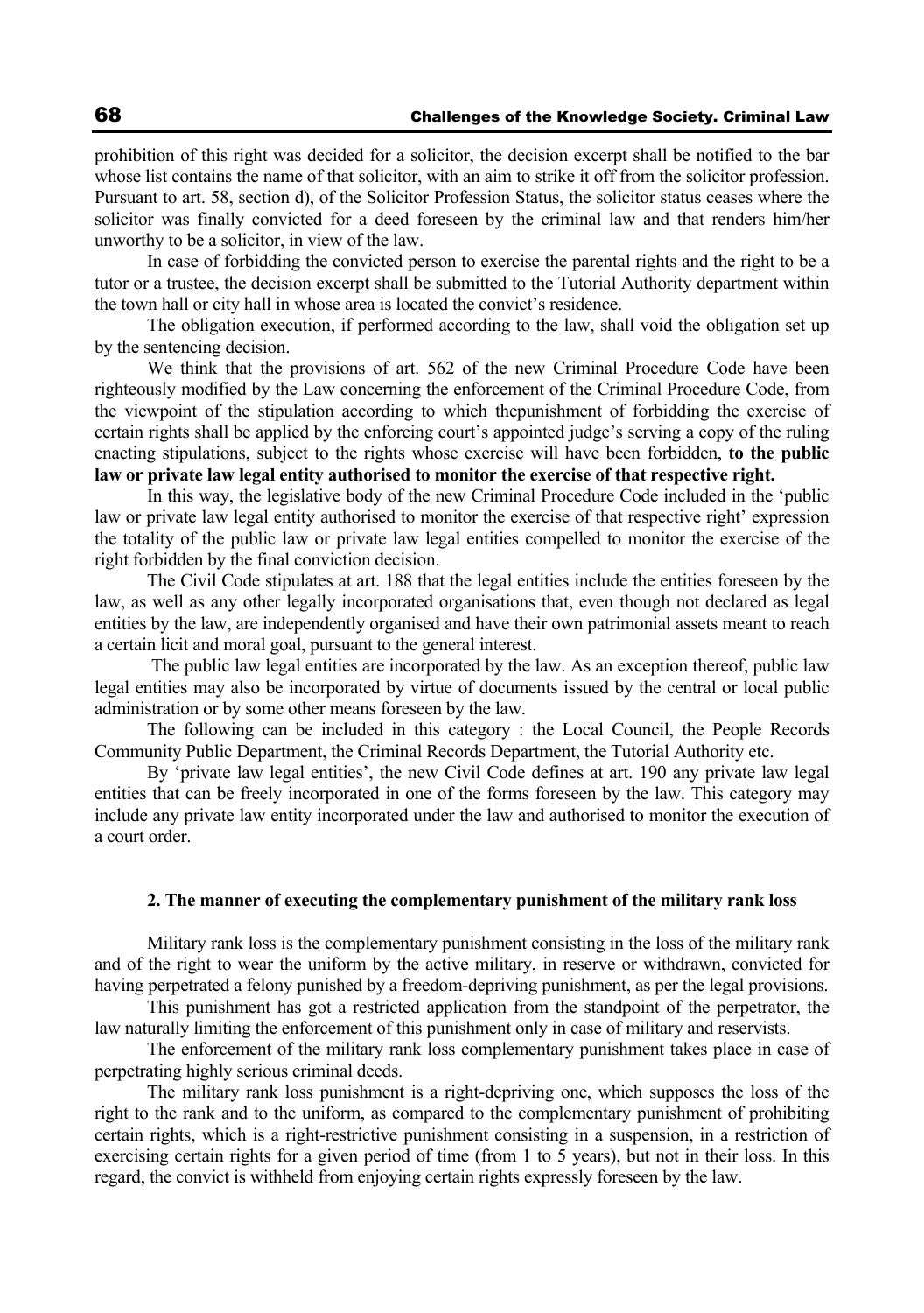prohibition of this right was decided for a solicitor, the decision excerpt shall be notified to the bar whose list contains the name of that solicitor, with an aim to strike it off from the solicitor profession. Pursuant to art. 58, section d), of the Solicitor Profession Status, the solicitor status ceases where the solicitor was finally convicted for a deed foreseen by the criminal law and that renders him/her unworthy to be a solicitor, in view of the law.

In case of forbidding the convicted person to exercise the parental rights and the right to be a tutor or a trustee, the decision excerpt shall be submitted to the Tutorial Authority department within the town hall or city hall in whose area is located the convict's residence.

The obligation execution, if performed according to the law, shall void the obligation set up by the sentencing decision.

We think that the provisions of art. 562 of the new Criminal Procedure Code have been righteously modified by the Law concerning the enforcement of the Criminal Procedure Code, from the viewpoint of the stipulation according to which thepunishment of forbidding the exercise of certain rights shall be applied by the enforcing court's appointed judge's serving a copy of the ruling enacting stipulations, subject to the rights whose exercise will have been forbidden, **to the public law or private law legal entity authorised to monitor the exercise of that respective right.**

In this way, the legislative body of the new Criminal Procedure Code included in the 'public law or private law legal entity authorised to monitor the exercise of that respective right' expression the totality of the public law or private law legal entities compelled to monitor the exercise of the right forbidden by the final conviction decision.

The Civil Code stipulates at art. 188 that the legal entities include the entities foreseen by the law, as well as any other legally incorporated organisations that, even though not declared as legal entities by the law, are independently organised and have their own patrimonial assets meant to reach a certain licit and moral goal, pursuant to the general interest.

The public law legal entities are incorporated by the law. As an exception thereof, public law legal entities may also be incorporated by virtue of documents issued by the central or local public administration or by some other means foreseen by the law.

The following can be included in this category : the Local Council, the People Records Community Public Department, the Criminal Records Department, the Tutorial Authority etc.

By 'private law legal entities', the new Civil Code defines at art. 190 any private law legal entities that can be freely incorporated in one of the forms foreseen by the law. This category may include any private law entity incorporated under the law and authorised to monitor the execution of a court order.

### 2. The manner of executing the complementary punishment of the military rank loss

Military rank loss is the complementary punishment consisting in the loss of the military rank and of the right to wear the uniform by the active military, in reserve or withdrawn, convicted for having perpetrated a felony punished by a freedom-depriving punishment, as per the legal provisions.

This punishment has got a restricted application from the standpoint of the perpetrator, the law naturally limiting the enforcement of this punishment only in case of military and reservists.

The enforcement of the military rank loss complementary punishment takes place in case of perpetrating highly serious criminal deeds.

The military rank loss punishment is a right-depriving one, which supposes the loss of the right to the rank and to the uniform, as compared to the complementary punishment of prohibiting certain rights, which is a right-restrictive punishment consisting in a suspension, in a restriction of exercising certain rights for a given period of time (from 1 to 5 years), but not in their loss. In this regard, the convict is withheld from enjoying certain rights expressly foreseen by the law.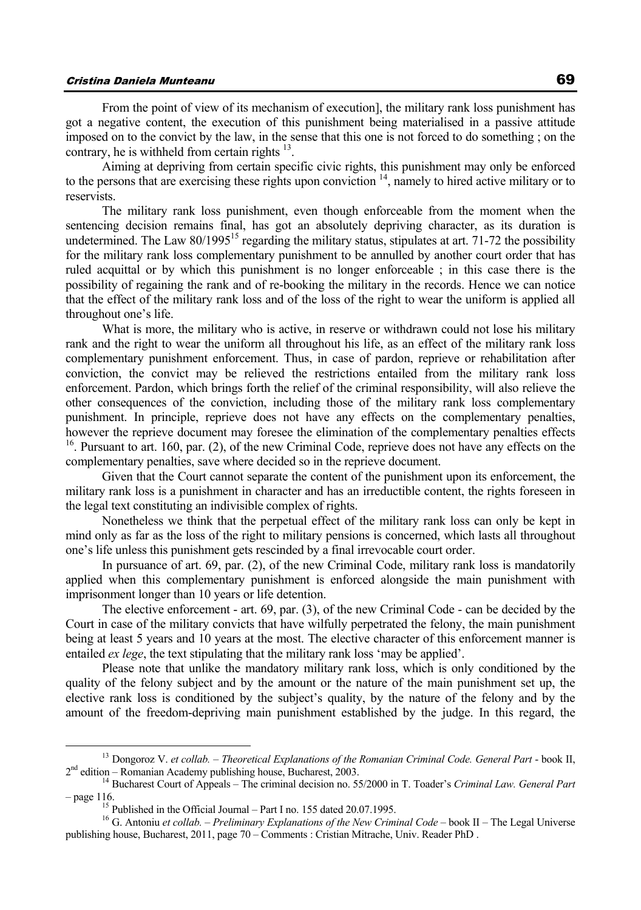From the point of view of its mechanism of execution], the military rank loss punishment has got a negative content, the execution of this punishment being materialised in a passive attitude imposed on to the convict by the law, in the sense that this one is not forced to do something ; on the contrary, he is withheld from certain rights [13].

Aiming at depriving from certain specific civic rights, this punishment may only be enforced to the persons that are exercising these rights upon conviction [14], namely to hired active military or to reservists.

The military rank loss punishment, even though enforceable from the moment when the sentencing decision remains final, has got an absolutely depriving character, as its duration is undetermined. The Law 80/1995[15] regarding the military status, stipulates at art. 71-72 the possibility for the military rank loss complementary punishment to be annulled by another court order that has ruled acquittal or by which this punishment is no longer enforceable ; in this case there is the possibility of regaining the rank and of re-booking the military in the records. Hence we can notice that the effect of the military rank loss and of the loss of the right to wear the uniform is applied all throughout one's life.

What is more, the military who is active, in reserve or withdrawn could not lose his military rank and the right to wear the uniform all throughout his life, as an effect of the military rank loss complementary punishment enforcement. Thus, in case of pardon, reprieve or rehabilitation after conviction, the convict may be relieved the restrictions entailed from the military rank loss enforcement. Pardon, which brings forth the relief of the criminal responsibility, will also relieve the other consequences of the conviction, including those of the military rank loss complementary punishment. In principle, reprieve does not have any effects on the complementary penalties, however the reprieve document may foresee the elimination of the complementary penalties effects [16]. Pursuant to art. 160, par. (2), of the new Criminal Code, reprieve does not have any effects on the complementary penalties, save where decided so in the reprieve document.

Given that the Court cannot separate the content of the punishment upon its enforcement, the military rank loss is a punishment in character and has an irreductible content, the rights foreseen in the legal text constituting an indivisible complex of rights.

Nonetheless we think that the perpetual effect of the military rank loss can only be kept in mind only as far as the loss of the right to military pensions is concerned, which lasts all throughout one's life unless this punishment gets rescinded by a final irrevocable court order.

In pursuance of art. 69, par. (2), of the new Criminal Code, military rank loss is mandatorily applied when this complementary punishment is enforced alongside the main punishment with imprisonment longer than 10 years or life detention.

The elective enforcement - art. 69, par. (3), of the new Criminal Code - can be decided by the Court in case of the military convicts that have wilfully perpetrated the felony, the main punishment being at least 5 years and 10 years at the most. The elective character of this enforcement manner is entailed *ex lege*, the text stipulating that the military rank loss 'may be applied'.

Please note that unlike the mandatory military rank loss, which is only conditioned by the quality of the felony subject and by the amount or the nature of the main punishment set up, the elective rank loss is conditioned by the subject's quality, by the nature of the felony and by the amount of the freedom-depriving main punishment established by the judge. In this regard, the

---

[13] Dongoroz V. *et collab.* – *Theoretical Explanations of the Romanian Criminal Code. General Part* - book II, 2nd edition – Romanian Academy publishing house, Bucharest, 2003.

[14] Bucharest Court of Appeals – The criminal decision no. 55/2000 in T. Toader's *Criminal Law. General Part* – page 116.

[15] Published in the Official Journal – Part I no. 155 dated 20.07.1995.

[16] G. Antoniu *et collab.* – *Preliminary Explanations of the New Criminal Code* – book II – The Legal Universe publishing house, Bucharest, 2011, page 70 – Comments : Cristian Mitrache, Univ. Reader PhD .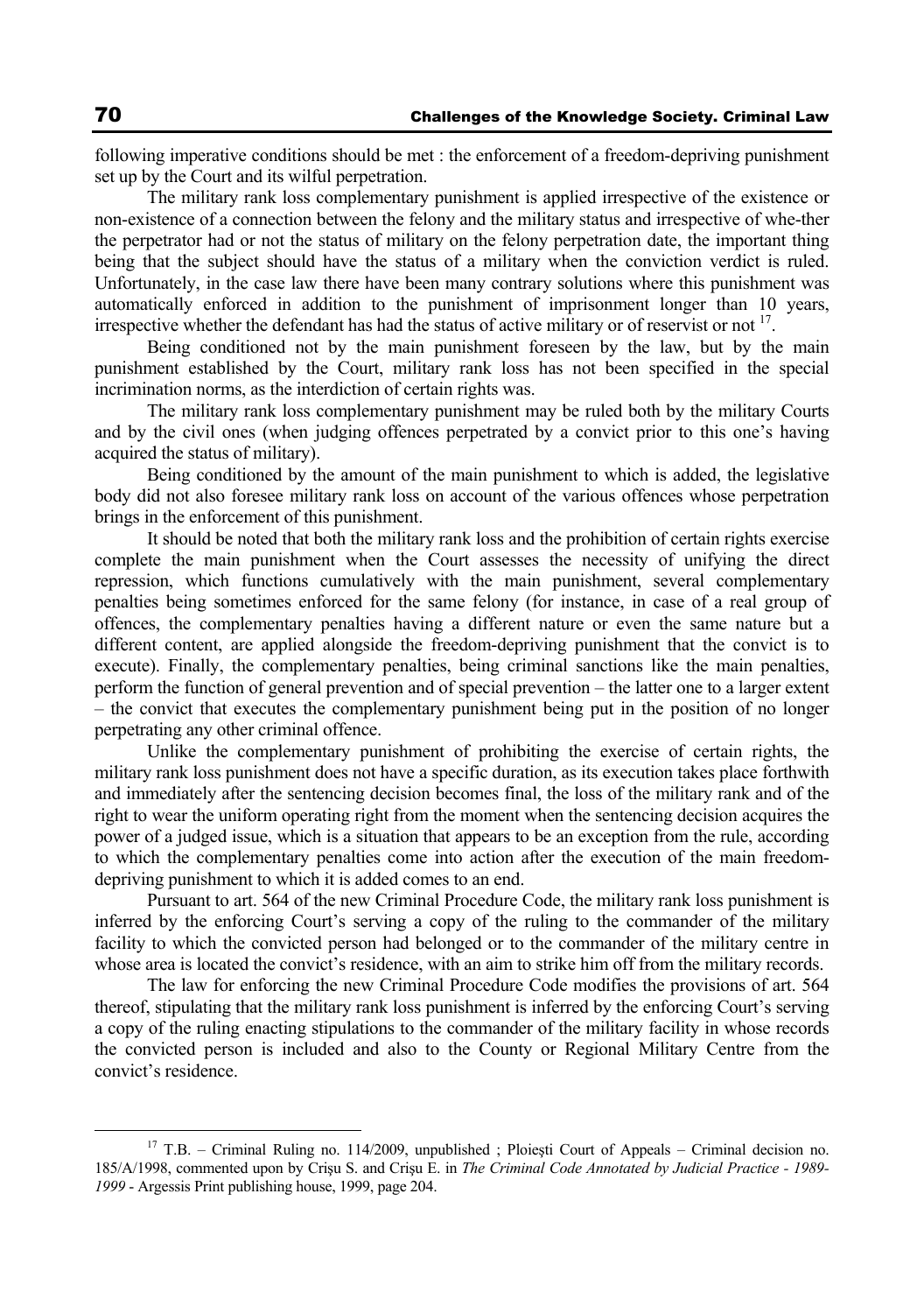following imperative conditions should be met : the enforcement of a freedom-depriving punishment set up by the Court and its wilful perpetration.

The military rank loss complementary punishment is applied irrespective of the existence or non-existence of a connection between the felony and the military status and irrespective of whe-ther the perpetrator had or not the status of military on the felony perpetration date, the important thing being that the subject should have the status of a military when the conviction verdict is ruled. Unfortunately, in the case law there have been many contrary solutions where this punishment was automatically enforced in addition to the punishment of imprisonment longer than 10 years, irrespective whether the defendant has had the status of active military or of reservist or not [17].

Being conditioned not by the main punishment foreseen by the law, but by the main punishment established by the Court, military rank loss has not been specified in the special incrimination norms, as the interdiction of certain rights was.

The military rank loss complementary punishment may be ruled both by the military Courts and by the civil ones (when judging offences perpetrated by a convict prior to this one's having acquired the status of military).

Being conditioned by the amount of the main punishment to which is added, the legislative body did not also foresee military rank loss on account of the various offences whose perpetration brings in the enforcement of this punishment.

It should be noted that both the military rank loss and the prohibition of certain rights exercise complete the main punishment when the Court assesses the necessity of unifying the direct repression, which functions cumulatively with the main punishment, several complementary penalties being sometimes enforced for the same felony (for instance, in case of a real group of offences, the complementary penalties having a different nature or even the same nature but a different content, are applied alongside the freedom-depriving punishment that the convict is to execute). Finally, the complementary penalties, being criminal sanctions like the main penalties, perform the function of general prevention and of special prevention – the latter one to a larger extent – the convict that executes the complementary punishment being put in the position of no longer perpetrating any other criminal offence.

Unlike the complementary punishment of prohibiting the exercise of certain rights, the military rank loss punishment does not have a specific duration, as its execution takes place forthwith and immediately after the sentencing decision becomes final, the loss of the military rank and of the right to wear the uniform operating right from the moment when the sentencing decision acquires the power of a judged issue, which is a situation that appears to be an exception from the rule, according to which the complementary penalties come into action after the execution of the main freedom-depriving punishment to which it is added comes to an end.

Pursuant to art. 564 of the new Criminal Procedure Code, the military rank loss punishment is inferred by the enforcing Court's serving a copy of the ruling to the commander of the military facility to which the convicted person had belonged or to the commander of the military centre in whose area is located the convict's residence, with an aim to strike him off from the military records.

The law for enforcing the new Criminal Procedure Code modifies the provisions of art. 564 thereof, stipulating that the military rank loss punishment is inferred by the enforcing Court's serving a copy of the ruling enacting stipulations to the commander of the military facility in whose records the convicted person is included and also to the County or Regional Military Centre from the convict's residence.

---

[17] T.B. – Criminal Ruling no. 114/2009, unpublished ; Ploieşti Court of Appeals – Criminal decision no. 185/A/1998, commented upon by Crişu S. and Crişu E. in *The Criminal Code Annotated by Judicial Practice - 1989-1999* - Argessis Print publishing house, 1999, page 204.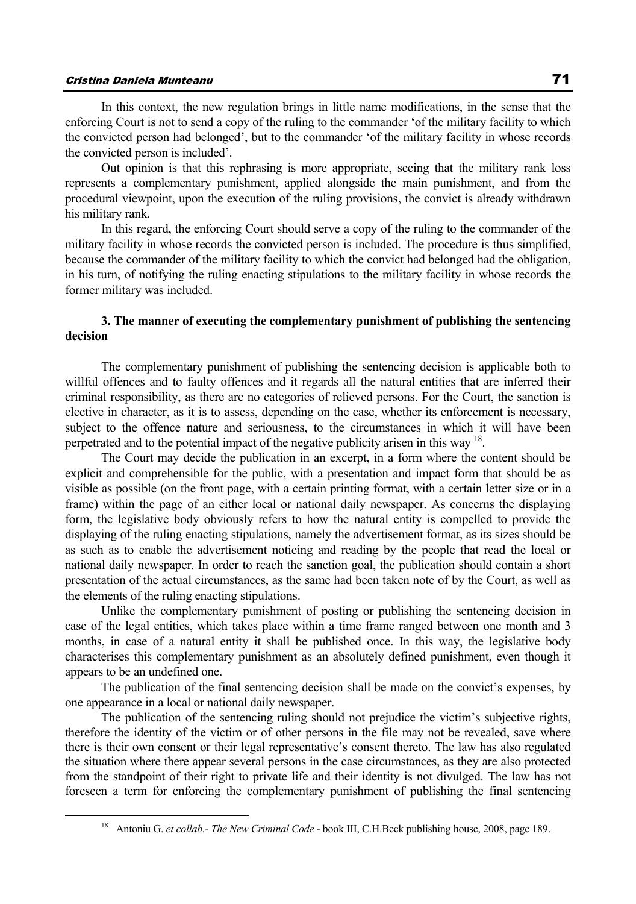In this context, the new regulation brings in little name modifications, in the sense that the enforcing Court is not to send a copy of the ruling to the commander 'of the military facility to which the convicted person had belonged', but to the commander 'of the military facility in whose records the convicted person is included'.

Out opinion is that this rephrasing is more appropriate, seeing that the military rank loss represents a complementary punishment, applied alongside the main punishment, and from the procedural viewpoint, upon the execution of the ruling provisions, the convict is already withdrawn his military rank.

In this regard, the enforcing Court should serve a copy of the ruling to the commander of the military facility in whose records the convicted person is included. The procedure is thus simplified, because the commander of the military facility to which the convict had belonged had the obligation, in his turn, of notifying the ruling enacting stipulations to the military facility in whose records the former military was included.

### 3. The manner of executing the complementary punishment of publishing the sentencing decision

The complementary punishment of publishing the sentencing decision is applicable both to willful offences and to faulty offences and it regards all the natural entities that are inferred their criminal responsibility, as there are no categories of relieved persons. For the Court, the sanction is elective in character, as it is to assess, depending on the case, whether its enforcement is necessary, subject to the offence nature and seriousness, to the circumstances in which it will have been perpetrated and to the potential impact of the negative publicity arisen in this way [18].

The Court may decide the publication in an excerpt, in a form where the content should be explicit and comprehensible for the public, with a presentation and impact form that should be as visible as possible (on the front page, with a certain printing format, with a certain letter size or in a frame) within the page of an either local or national daily newspaper. As concerns the displaying form, the legislative body obviously refers to how the natural entity is compelled to provide the displaying of the ruling enacting stipulations, namely the advertisement format, as its sizes should be as such as to enable the advertisement noticing and reading by the people that read the local or national daily newspaper. In order to reach the sanction goal, the publication should contain a short presentation of the actual circumstances, as the same had been taken note of by the Court, as well as the elements of the ruling enacting stipulations.

Unlike the complementary punishment of posting or publishing the sentencing decision in case of the legal entities, which takes place within a time frame ranged between one month and 3 months, in case of a natural entity it shall be published once. In this way, the legislative body characterises this complementary punishment as an absolutely defined punishment, even though it appears to be an undefined one.

The publication of the final sentencing decision shall be made on the convict's expenses, by one appearance in a local or national daily newspaper.

The publication of the sentencing ruling should not prejudice the victim's subjective rights, therefore the identity of the victim or of other persons in the file may not be revealed, save where there is their own consent or their legal representative's consent thereto. The law has also regulated the situation where there appear several persons in the case circumstances, as they are also protected from the standpoint of their right to private life and their identity is not divulged. The law has not foreseen a term for enforcing the complementary punishment of publishing the final sentencing

[18] Antoniu G. *et collab.- The New Criminal Code* - book III, C.H.Beck publishing house, 2008, page 189.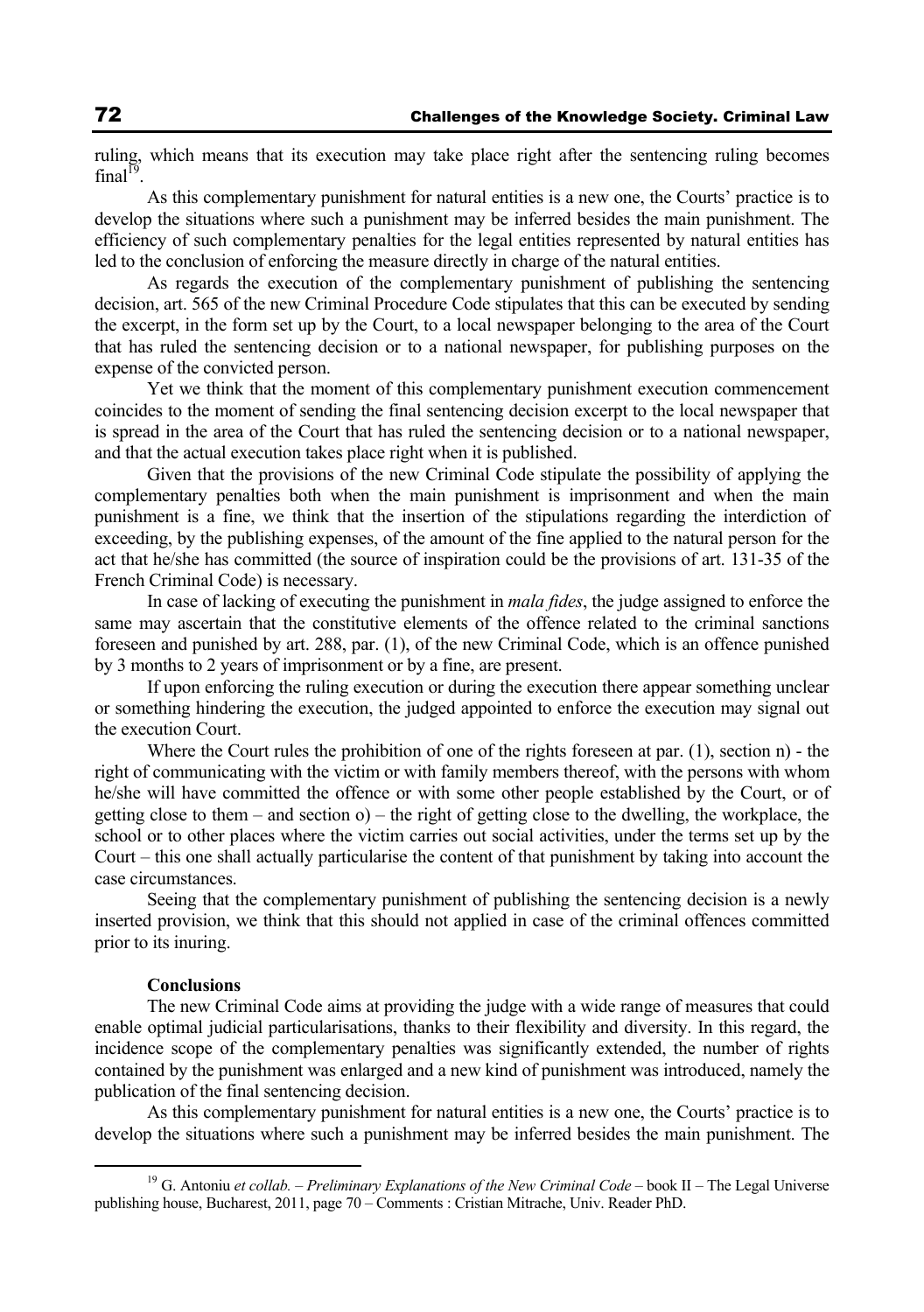ruling, which means that its execution may take place right after the sentencing ruling becomes final[19].

As this complementary punishment for natural entities is a new one, the Courts' practice is to develop the situations where such a punishment may be inferred besides the main punishment. The efficiency of such complementary penalties for the legal entities represented by natural entities has led to the conclusion of enforcing the measure directly in charge of the natural entities.

As regards the execution of the complementary punishment of publishing the sentencing decision, art. 565 of the new Criminal Procedure Code stipulates that this can be executed by sending the excerpt, in the form set up by the Court, to a local newspaper belonging to the area of the Court that has ruled the sentencing decision or to a national newspaper, for publishing purposes on the expense of the convicted person.

Yet we think that the moment of this complementary punishment execution commencement coincides to the moment of sending the final sentencing decision excerpt to the local newspaper that is spread in the area of the Court that has ruled the sentencing decision or to a national newspaper, and that the actual execution takes place right when it is published.

Given that the provisions of the new Criminal Code stipulate the possibility of applying the complementary penalties both when the main punishment is imprisonment and when the main punishment is a fine, we think that the insertion of the stipulations regarding the interdiction of exceeding, by the publishing expenses, of the amount of the fine applied to the natural person for the act that he/she has committed (the source of inspiration could be the provisions of art. 131-35 of the French Criminal Code) is necessary.

In case of lacking of executing the punishment in *mala fides*, the judge assigned to enforce the same may ascertain that the constitutive elements of the offence related to the criminal sanctions foreseen and punished by art. 288, par. (1), of the new Criminal Code, which is an offence punished by 3 months to 2 years of imprisonment or by a fine, are present.

If upon enforcing the ruling execution or during the execution there appear something unclear or something hindering the execution, the judged appointed to enforce the execution may signal out the execution Court.

Where the Court rules the prohibition of one of the rights foreseen at par. (1), section n) - the right of communicating with the victim or with family members thereof, with the persons with whom he/she will have committed the offence or with some other people established by the Court, or of getting close to them – and section o) – the right of getting close to the dwelling, the workplace, the school or to other places where the victim carries out social activities, under the terms set up by the Court – this one shall actually particularise the content of that punishment by taking into account the case circumstances.

Seeing that the complementary punishment of publishing the sentencing decision is a newly inserted provision, we think that this should not applied in case of the criminal offences committed prior to its inuring.

**Conclusions**

The new Criminal Code aims at providing the judge with a wide range of measures that could enable optimal judicial particularisations, thanks to their flexibility and diversity. In this regard, the incidence scope of the complementary penalties was significantly extended, the number of rights contained by the punishment was enlarged and a new kind of punishment was introduced, namely the publication of the final sentencing decision.

As this complementary punishment for natural entities is a new one, the Courts' practice is to develop the situations where such a punishment may be inferred besides the main punishment. The

[19] G. Antoniu *et collab.* – *Preliminary Explanations of the New Criminal Code* – book II – The Legal Universe publishing house, Bucharest, 2011, page 70 – Comments : Cristian Mitrache, Univ. Reader PhD.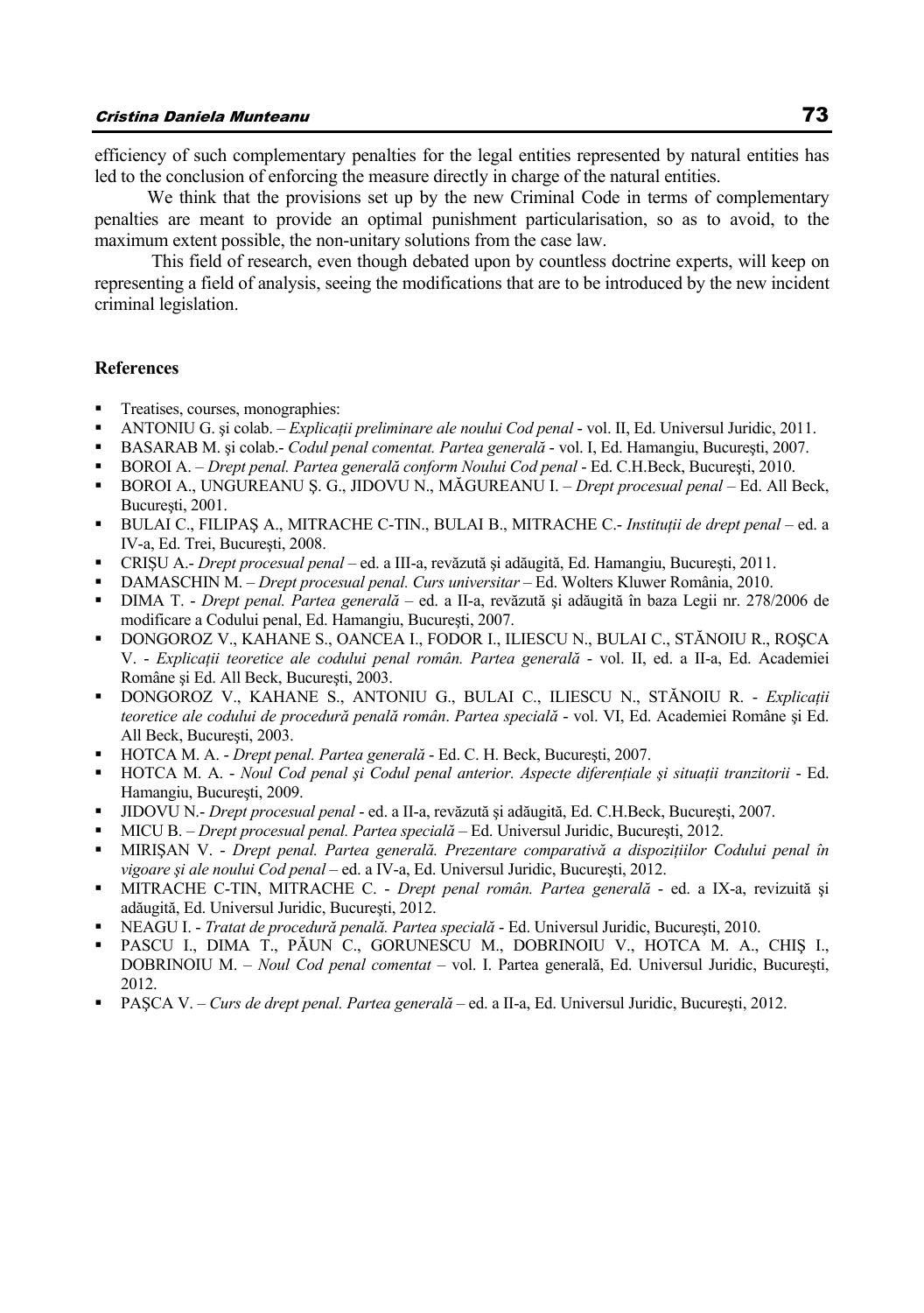efficiency of such complementary penalties for the legal entities represented by natural entities has led to the conclusion of enforcing the measure directly in charge of the natural entities.

We think that the provisions set up by the new Criminal Code in terms of complementary penalties are meant to provide an optimal punishment particularisation, so as to avoid, to the maximum extent possible, the non-unitary solutions from the case law.

This field of research, even though debated upon by countless doctrine experts, will keep on representing a field of analysis, seeing the modifications that are to be introduced by the new incident criminal legislation.

## References

- Treatises, courses, monographies:
- ANTONIU G. şi colab. – *Explicaţii preliminare ale noului Cod penal* - vol. II, Ed. Universul Juridic, 2011.
- BASARAB M. şi colab.- *Codul penal comentat. Partea generală* - vol. I, Ed. Hamangiu, Bucureşti, 2007.
- BOROI A. – *Drept penal. Partea generală conform Noului Cod penal* - Ed. C.H.Beck, Bucureşti, 2010.
- BOROI A., UNGUREANU Ş. G., JIDOVU N., MĂGUREANU I. – *Drept procesual penal* – Ed. All Beck, Bucureşti, 2001.
- BULAI C., FILIPAŞ A., MITRACHE C-TIN., BULAI B., MITRACHE C.- *Instituţii de drept penal* – ed. a IV-a, Ed. Trei, Bucureşti, 2008.
- CRIŞU A.- *Drept procesual penal* – ed. a III-a, revăzută şi adăugită, Ed. Hamangiu, Bucureşti, 2011.
- DAMASCHIN M. – *Drept procesual penal. Curs universitar* – Ed. Wolters Kluwer România, 2010.
- DIMA T. - *Drept penal. Partea generală* – ed. a II-a, revăzută şi adăugită în baza Legii nr. 278/2006 de modificare a Codului penal, Ed. Hamangiu, Bucureşti, 2007.
- DONGOROZ V., KAHANE S., OANCEA I., FODOR I., ILIESCU N., BULAI C., STĂNOIU R., ROŞCA V. - *Explicaţii teoretice ale codului penal român. Partea generală* - vol. II, ed. a II-a, Ed. Academiei Române şi Ed. All Beck, Bucureşti, 2003.
- DONGOROZ V., KAHANE S., ANTONIU G., BULAI C., ILIESCU N., STĂNOIU R. - *Explicaţii teoretice ale codului de procedură penală român*. *Partea specială* - vol. VI, Ed. Academiei Române şi Ed. All Beck, Bucureşti, 2003.
- HOTCA M. A. - *Drept penal. Partea generală* - Ed. C. H. Beck, Bucureşti, 2007.
- HOTCA M. A. - *Noul Cod penal şi Codul penal anterior. Aspecte diferenţiale şi situaţii tranzitorii* - Ed. Hamangiu, Bucureşti, 2009.
- JIDOVU N.- *Drept procesual penal* - ed. a II-a, revăzută şi adăugită, Ed. C.H.Beck, Bucureşti, 2007.
- MICU B. – *Drept procesual penal. Partea specială* – Ed. Universul Juridic, Bucureşti, 2012.
- MIRIŞAN V. - *Drept penal. Partea generală. Prezentare comparativă a dispoziţiilor Codului penal în vigoare şi ale noului Cod penal* – ed. a IV-a, Ed. Universul Juridic, Bucureşti, 2012.
- MITRACHE C-TIN, MITRACHE C. - *Drept penal român. Partea generală* - ed. a IX-a, revizuită şi adăugită, Ed. Universul Juridic, Bucureşti, 2012.
- NEAGU I. - *Tratat de procedură penală. Partea specială* - Ed. Universul Juridic, Bucureşti, 2010.
- PASCU I., DIMA T., PĂUN C., GORUNESCU M., DOBRINOIU V., HOTCA M. A., CHIŞ I., DOBRINOIU M. – *Noul Cod penal comentat* – vol. I. Partea generală, Ed. Universul Juridic, Bucureşti, 2012.
- PAŞCA V. – *Curs de drept penal. Partea generală* – ed. a II-a, Ed. Universul Juridic, Bucureşti, 2012.